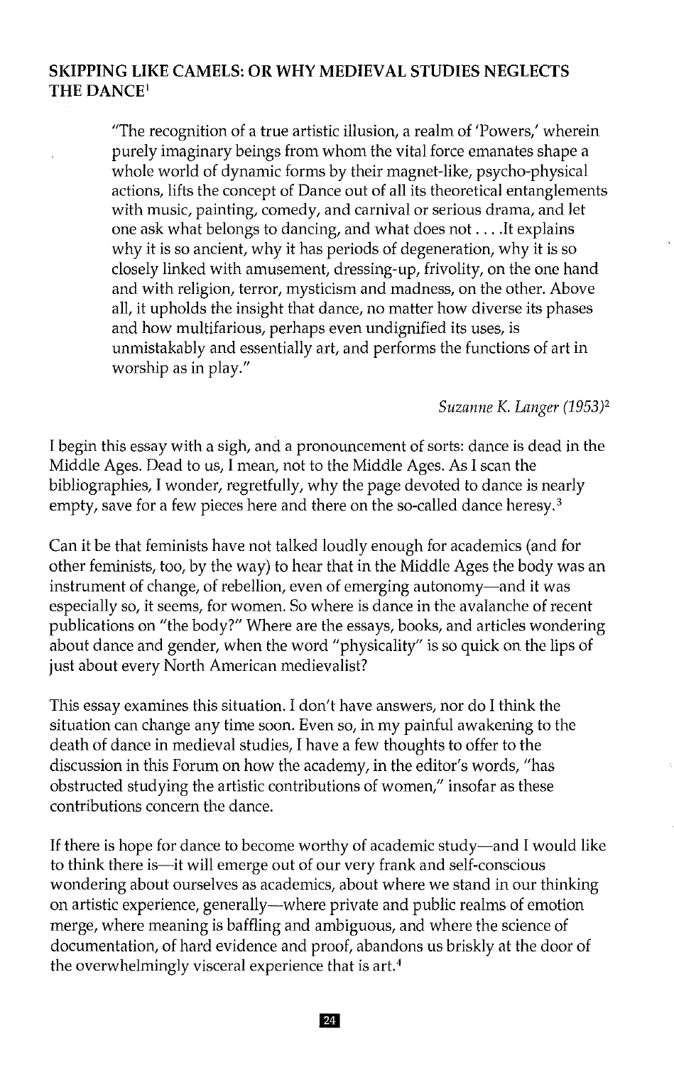## SKIPPING LIKE CAMELS: OR WHY MEDIEVAL STUDIES NEGLECTS THE DANCE[1]

> "The recognition of a true artistic illusion, a realm of 'Powers,' wherein purely imaginary beings from whom the vital force emanates shape a whole world of dynamic forms by their magnet-like, psycho-physical actions, lifts the concept of Dance out of all its theoretical entanglements with music, painting, comedy, and carnival or serious drama, and let one ask what belongs to dancing, and what does not . . . .It explains why it is so ancient, why it has periods of degeneration, why it is so closely linked with amusement, dressing-up, frivolity, on the one hand and with religion, terror, mysticism and madness, on the other. Above all, it upholds the insight that dance, no matter how diverse its phases and how multifarious, perhaps even undignified its uses, is unmistakably and essentially art, and performs the functions of art in worship as in play."
>
> *Suzanne K. Langer (1953)*[2]

I begin this essay with a sigh, and a pronouncement of sorts: dance is dead in the Middle Ages. Dead to us, I mean, not to the Middle Ages. As I scan the bibliographies, I wonder, regretfully, why the page devoted to dance is nearly empty, save for a few pieces here and there on the so-called dance heresy.[3]

Can it be that feminists have not talked loudly enough for academics (and for other feminists, too, by the way) to hear that in the Middle Ages the body was an instrument of change, of rebellion, even of emerging autonomy—and it was especially so, it seems, for women. So where is dance in the avalanche of recent publications on "the body?" Where are the essays, books, and articles wondering about dance and gender, when the word "physicality" is so quick on the lips of just about every North American medievalist?

This essay examines this situation. I don't have answers, nor do I think the situation can change any time soon. Even so, in my painful awakening to the death of dance in medieval studies, I have a few thoughts to offer to the discussion in this Forum on how the academy, in the editor's words, "has obstructed studying the artistic contributions of women," insofar as these contributions concern the dance.

If there is hope for dance to become worthy of academic study—and I would like to think there is—it will emerge out of our very frank and self-conscious wondering about ourselves as academics, about where we stand in our thinking on artistic experience, generally—where private and public realms of emotion merge, where meaning is baffling and ambiguous, and where the science of documentation, of hard evidence and proof, abandons us briskly at the door of the overwhelmingly visceral experience that is art.[4]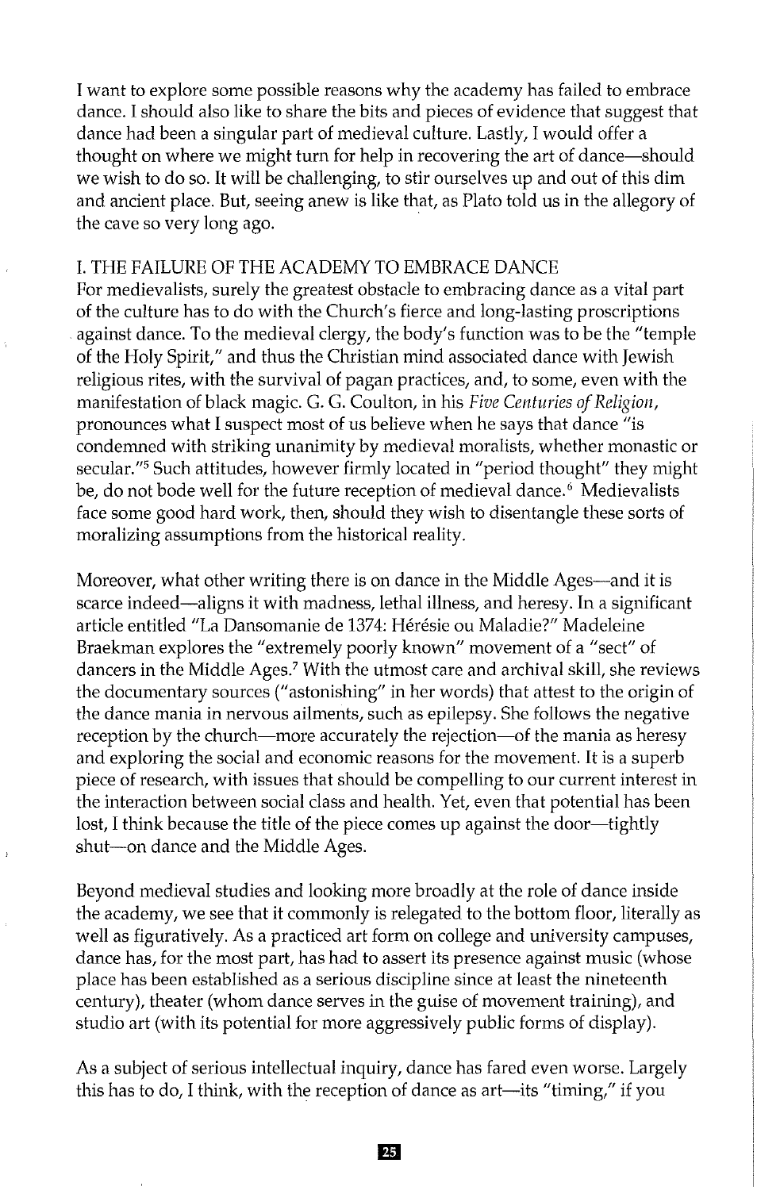I want to explore some possible reasons why the academy has failed to embrace dance. I should also like to share the bits and pieces of evidence that suggest that dance had been a singular part of medieval culture. Lastly, I would offer a thought on where we might turn for help in recovering the art of dance—should we wish to do so. It will be challenging, to stir ourselves up and out of this dim and ancient place. But, seeing anew is like that, as Plato told us in the allegory of the cave so very long ago.

## I. THE FAILURE OF THE ACADEMY TO EMBRACE DANCE

For medievalists, surely the greatest obstacle to embracing dance as a vital part of the culture has to do with the Church's fierce and long-lasting proscriptions against dance. To the medieval clergy, the body's function was to be the "temple of the Holy Spirit," and thus the Christian mind associated dance with Jewish religious rites, with the survival of pagan practices, and, to some, even with the manifestation of black magic. G. G. Coulton, in his *Five Centuries of Religion*, pronounces what I suspect most of us believe when he says that dance "is condemned with striking unanimity by medieval moralists, whether monastic or secular."[5] Such attitudes, however firmly located in "period thought" they might be, do not bode well for the future reception of medieval dance.[6] Medievalists face some good hard work, then, should they wish to disentangle these sorts of moralizing assumptions from the historical reality.

Moreover, what other writing there is on dance in the Middle Ages—and it is scarce indeed—aligns it with madness, lethal illness, and heresy. In a significant article entitled "La Dansomanie de 1374: Hérésie ou Maladie?" Madeleine Braekman explores the "extremely poorly known" movement of a "sect" of dancers in the Middle Ages.[7] With the utmost care and archival skill, she reviews the documentary sources ("astonishing" in her words) that attest to the origin of the dance mania in nervous ailments, such as epilepsy. She follows the negative reception by the church—more accurately the rejection—of the mania as heresy and exploring the social and economic reasons for the movement. It is a superb piece of research, with issues that should be compelling to our current interest in the interaction between social class and health. Yet, even that potential has been lost, I think because the title of the piece comes up against the door—tightly shut—on dance and the Middle Ages.

Beyond medieval studies and looking more broadly at the role of dance inside the academy, we see that it commonly is relegated to the bottom floor, literally as well as figuratively. As a practiced art form on college and university campuses, dance has, for the most part, has had to assert its presence against music (whose place has been established as a serious discipline since at least the nineteenth century), theater (whom dance serves in the guise of movement training), and studio art (with its potential for more aggressively public forms of display).

As a subject of serious intellectual inquiry, dance has fared even worse. Largely this has to do, I think, with the reception of dance as art—its "timing," if you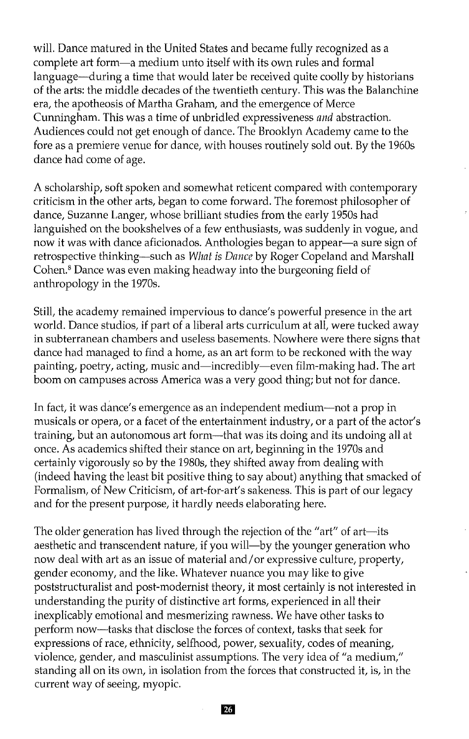will. Dance matured in the United States and became fully recognized as a complete art form—a medium unto itself with its own rules and formal language—during a time that would later be received quite coolly by historians of the arts: the middle decades of the twentieth century. This was the Balanchine era, the apotheosis of Martha Graham, and the emergence of Merce Cunningham. This was a time of unbridled expressiveness *and* abstraction. Audiences could not get enough of dance. The Brooklyn Academy came to the fore as a premiere venue for dance, with houses routinely sold out. By the 1960s dance had come of age.

A scholarship, soft spoken and somewhat reticent compared with contemporary criticism in the other arts, began to come forward. The foremost philosopher of dance, Suzanne Langer, whose brilliant studies from the early 1950s had languished on the bookshelves of a few enthusiasts, was suddenly in vogue, and now it was with dance aficionados. Anthologies began to appear—a sure sign of retrospective thinking—such as *What is Dance* by Roger Copeland and Marshall Cohen.[8] Dance was even making headway into the burgeoning field of anthropology in the 1970s.

Still, the academy remained impervious to dance's powerful presence in the art world. Dance studios, if part of a liberal arts curriculum at all, were tucked away in subterranean chambers and useless basements. Nowhere were there signs that dance had managed to find a home, as an art form to be reckoned with the way painting, poetry, acting, music and—incredibly—even film-making had. The art boom on campuses across America was a very good thing; but not for dance.

In fact, it was dance's emergence as an independent medium—not a prop in musicals or opera, or a facet of the entertainment industry, or a part of the actor's training, but an autonomous art form—that was its doing and its undoing all at once. As academics shifted their stance on art, beginning in the 1970s and certainly vigorously so by the 1980s, they shifted away from dealing with (indeed having the least bit positive thing to say about) anything that smacked of Formalism, of New Criticism, of art-for-art's sakeness. This is part of our legacy and for the present purpose, it hardly needs elaborating here.

The older generation has lived through the rejection of the "art" of art—its aesthetic and transcendent nature, if you will—by the younger generation who now deal with art as an issue of material and/or expressive culture, property, gender economy, and the like. Whatever nuance you may like to give poststructuralist and post-modernist theory, it most certainly is not interested in understanding the purity of distinctive art forms, experienced in all their inexplicably emotional and mesmerizing rawness. We have other tasks to perform now—tasks that disclose the forces of context, tasks that seek for expressions of race, ethnicity, selfhood, power, sexuality, codes of meaning, violence, gender, and masculinist assumptions. The very idea of "a medium," standing all on its own, in isolation from the forces that constructed it, is, in the current way of seeing, myopic.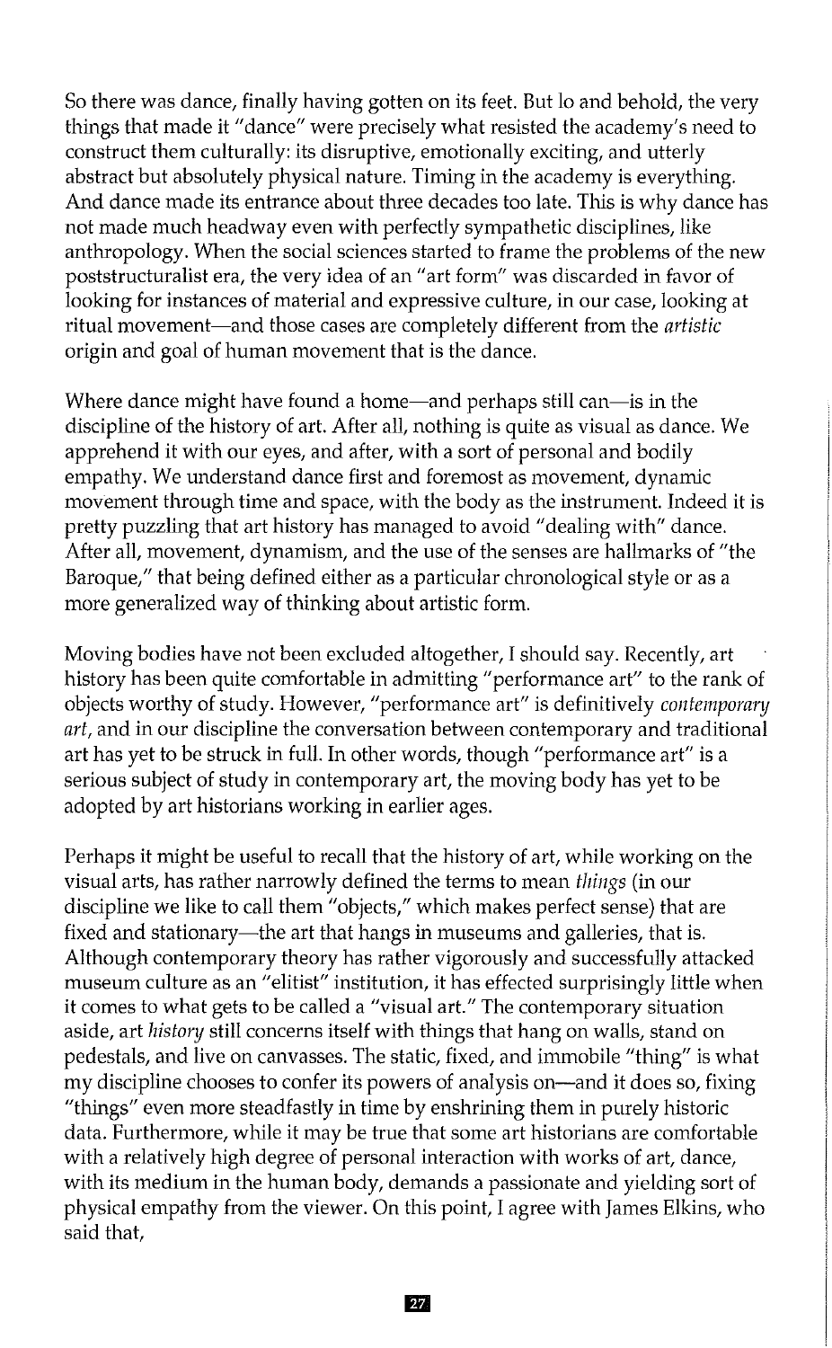So there was dance, finally having gotten on its feet. But lo and behold, the very things that made it "dance" were precisely what resisted the academy's need to construct them culturally: its disruptive, emotionally exciting, and utterly abstract but absolutely physical nature. Timing in the academy is everything. And dance made its entrance about three decades too late. This is why dance has not made much headway even with perfectly sympathetic disciplines, like anthropology. When the social sciences started to frame the problems of the new poststructuralist era, the very idea of an "art form" was discarded in favor of looking for instances of material and expressive culture, in our case, looking at ritual movement—and those cases are completely different from the *artistic* origin and goal of human movement that is the dance.

Where dance might have found a home—and perhaps still can—is in the discipline of the history of art. After all, nothing is quite as visual as dance. We apprehend it with our eyes, and after, with a sort of personal and bodily empathy. We understand dance first and foremost as movement, dynamic movement through time and space, with the body as the instrument. Indeed it is pretty puzzling that art history has managed to avoid "dealing with" dance. After all, movement, dynamism, and the use of the senses are hallmarks of "the Baroque," that being defined either as a particular chronological style or as a more generalized way of thinking about artistic form.

Moving bodies have not been excluded altogether, I should say. Recently, art history has been quite comfortable in admitting "performance art" to the rank of objects worthy of study. However, "performance art" is definitively *contemporary art*, and in our discipline the conversation between contemporary and traditional art has yet to be struck in full. In other words, though "performance art" is a serious subject of study in contemporary art, the moving body has yet to be adopted by art historians working in earlier ages.

Perhaps it might be useful to recall that the history of art, while working on the visual arts, has rather narrowly defined the terms to mean *things* (in our discipline we like to call them "objects," which makes perfect sense) that are fixed and stationary—the art that hangs in museums and galleries, that is. Although contemporary theory has rather vigorously and successfully attacked museum culture as an "elitist" institution, it has effected surprisingly little when it comes to what gets to be called a "visual art." The contemporary situation aside, art *history* still concerns itself with things that hang on walls, stand on pedestals, and live on canvasses. The static, fixed, and immobile "thing" is what my discipline chooses to confer its powers of analysis on—and it does so, fixing "things" even more steadfastly in time by enshrining them in purely historic data. Furthermore, while it may be true that some art historians are comfortable with a relatively high degree of personal interaction with works of art, dance, with its medium in the human body, demands a passionate and yielding sort of physical empathy from the viewer. On this point, I agree with James Elkins, who said that,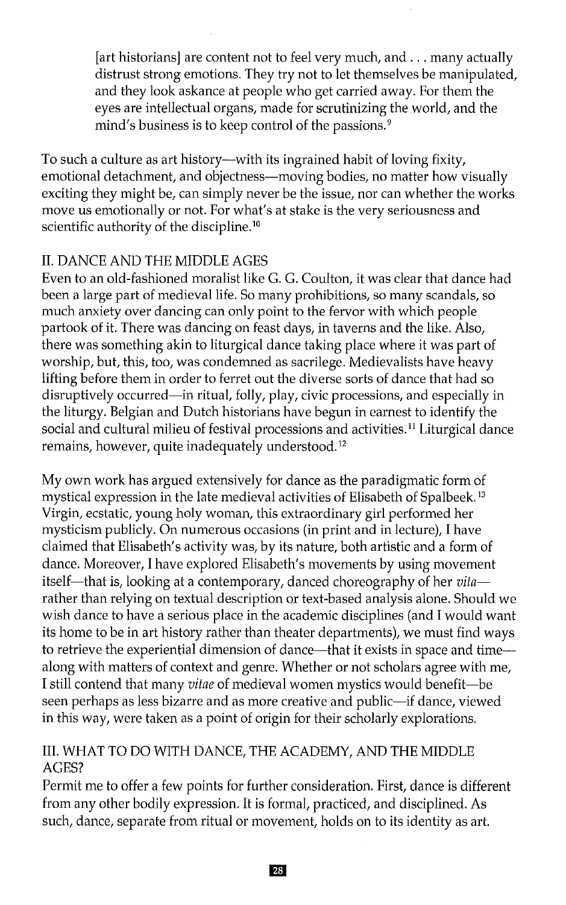> [art historians] are content not to feel very much, and . . . many actually distrust strong emotions. They try not to let themselves be manipulated, and they look askance at people who get carried away. For them the eyes are intellectual organs, made for scrutinizing the world, and the mind's business is to keep control of the passions.[9]

To such a culture as art history—with its ingrained habit of loving fixity, emotional detachment, and objectness—moving bodies, no matter how visually exciting they might be, can simply never be the issue, nor can whether the works move us emotionally or not. For what's at stake is the very seriousness and scientific authority of the discipline.[10]

## II. DANCE AND THE MIDDLE AGES

Even to an old-fashioned moralist like G. G. Coulton, it was clear that dance had been a large part of medieval life. So many prohibitions, so many scandals, so much anxiety over dancing can only point to the fervor with which people partook of it. There was dancing on feast days, in taverns and the like. Also, there was something akin to liturgical dance taking place where it was part of worship, but, this, too, was condemned as sacrilege. Medievalists have heavy lifting before them in order to ferret out the diverse sorts of dance that had so disruptively occurred—in ritual, folly, play, civic processions, and especially in the liturgy. Belgian and Dutch historians have begun in earnest to identify the social and cultural milieu of festival processions and activities.[11] Liturgical dance remains, however, quite inadequately understood.[12]

My own work has argued extensively for dance as the paradigmatic form of mystical expression in the late medieval activities of Elisabeth of Spalbeek.[13] Virgin, ecstatic, young holy woman, this extraordinary girl performed her mysticism publicly. On numerous occasions (in print and in lecture), I have claimed that Elisabeth's activity was, by its nature, both artistic and a form of dance. Moreover, I have explored Elisabeth's movements by using movement itself—that is, looking at a contemporary, danced choreography of her *vita*—rather than relying on textual description or text-based analysis alone. Should we wish dance to have a serious place in the academic disciplines (and I would want its home to be in art history rather than theater departments), we must find ways to retrieve the experiential dimension of dance—that it exists in space and time—along with matters of context and genre. Whether or not scholars agree with me, I still contend that many *vitae* of medieval women mystics would benefit—be seen perhaps as less bizarre and as more creative and public—if dance, viewed in this way, were taken as a point of origin for their scholarly explorations.

## III. WHAT TO DO WITH DANCE, THE ACADEMY, AND THE MIDDLE AGES?

Permit me to offer a few points for further consideration. First, dance is different from any other bodily expression. It is formal, practiced, and disciplined. As such, dance, separate from ritual or movement, holds on to its identity as art.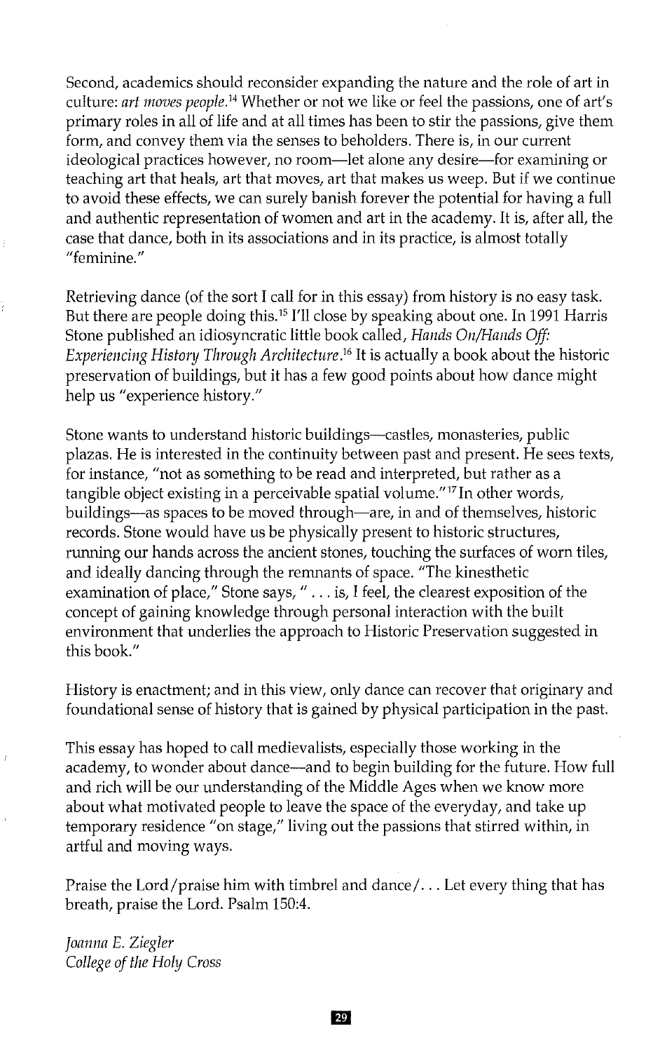Second, academics should reconsider expanding the nature and the role of art in culture: *art moves people.*[14] Whether or not we like or feel the passions, one of art's primary roles in all of life and at all times has been to stir the passions, give them form, and convey them via the senses to beholders. There is, in our current ideological practices however, no room—let alone any desire—for examining or teaching art that heals, art that moves, art that makes us weep. But if we continue to avoid these effects, we can surely banish forever the potential for having a full and authentic representation of women and art in the academy. It is, after all, the case that dance, both in its associations and in its practice, is almost totally "feminine."

Retrieving dance (of the sort I call for in this essay) from history is no easy task. But there are people doing this.[15] I'll close by speaking about one. In 1991 Harris Stone published an idiosyncratic little book called, *Hands On/Hands Off: Experiencing History Through Architecture.*[16] It is actually a book about the historic preservation of buildings, but it has a few good points about how dance might help us "experience history."

Stone wants to understand historic buildings—castles, monasteries, public plazas. He is interested in the continuity between past and present. He sees texts, for instance, "not as something to be read and interpreted, but rather as a tangible object existing in a perceivable spatial volume."[17] In other words, buildings—as spaces to be moved through—are, in and of themselves, historic records. Stone would have us be physically present to historic structures, running our hands across the ancient stones, touching the surfaces of worn tiles, and ideally dancing through the remnants of space. "The kinesthetic examination of place," Stone says, " . . . is, I feel, the clearest exposition of the concept of gaining knowledge through personal interaction with the built environment that underlies the approach to Historic Preservation suggested in this book."

History is enactment; and in this view, only dance can recover that originary and foundational sense of history that is gained by physical participation in the past.

This essay has hoped to call medievalists, especially those working in the academy, to wonder about dance—and to begin building for the future. How full and rich will be our understanding of the Middle Ages when we know more about what motivated people to leave the space of the everyday, and take up temporary residence "on stage," living out the passions that stirred within, in artful and moving ways.

Praise the Lord/praise him with timbrel and dance/. . . Let every thing that has breath, praise the Lord. Psalm 150:4.

*Joanna E. Ziegler*
*College of the Holy Cross*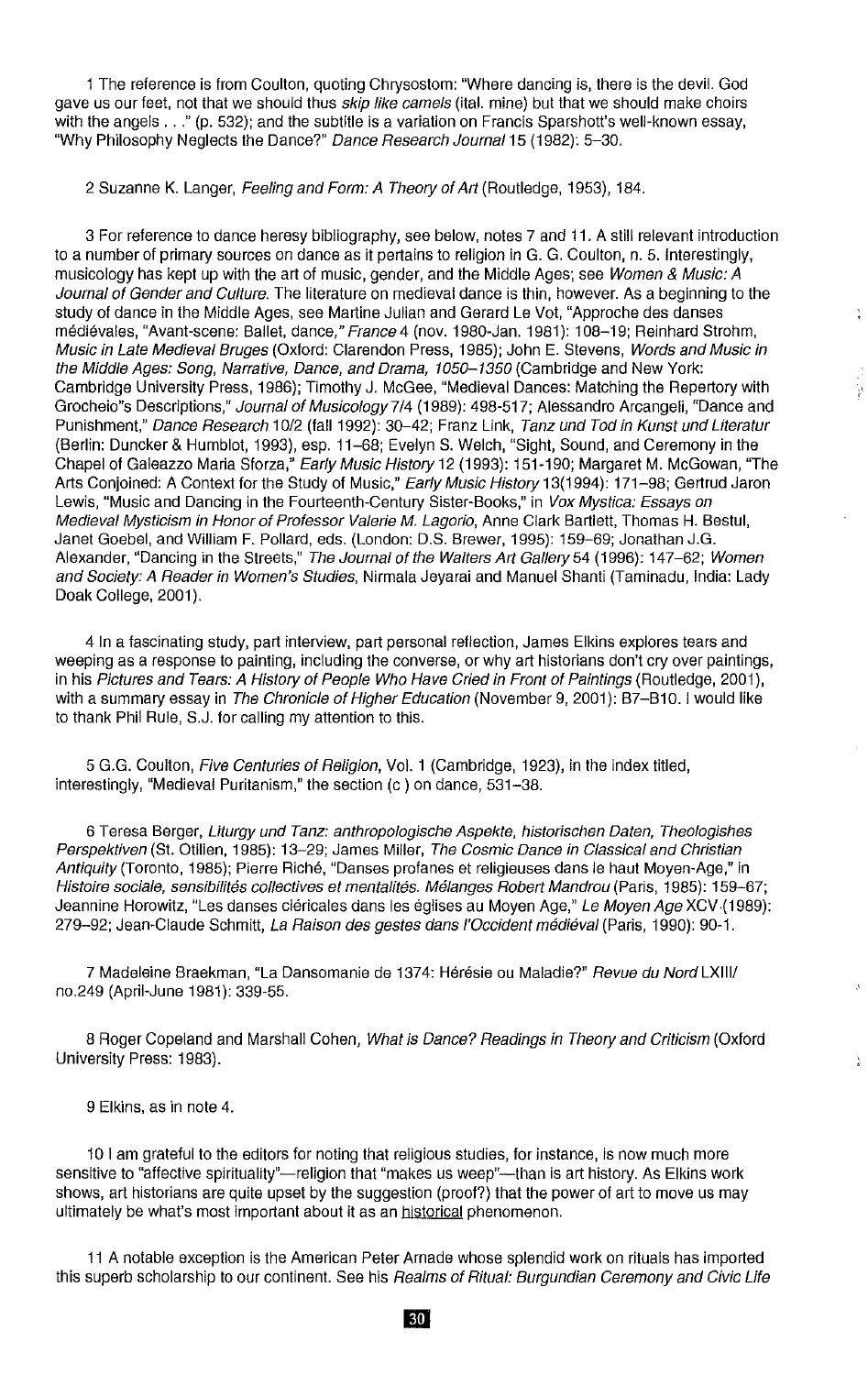1 The reference is from Coulton, quoting Chrysostom: "Where dancing is, there is the devil. God gave us our feet, not that we should thus *skip like camels* (ital. mine) but that we should make choirs with the angels . . ." (p. 532); and the subtitle is a variation on Francis Sparshott's well-known essay, "Why Philosophy Neglects the Dance?" *Dance Research Journal* 15 (1982): 5–30.

2 Suzanne K. Langer, *Feeling and Form: A Theory of Art* (Routledge, 1953), 184.

3 For reference to dance heresy bibliography, see below, notes 7 and 11. A still relevant introduction to a number of primary sources on dance as it pertains to religion in G. G. Coulton, n. 5. Interestingly, musicology has kept up with the art of music, gender, and the Middle Ages; see *Women & Music: A Journal of Gender and Culture*. The literature on medieval dance is thin, however. As a beginning to the study of dance in the Middle Ages, see Martine Julian and Gerard Le Vot, "Approche des danses médiévales, "Avant-scene: Ballet, dance," *France* 4 (nov. 1980-Jan. 1981): 108–19; Reinhard Strohm, *Music in Late Medieval Bruges* (Oxford: Clarendon Press, 1985); John E. Stevens, *Words and Music in the Middle Ages: Song, Narrative, Dance, and Drama, 1050–1350* (Cambridge and New York: Cambridge University Press, 1986); Timothy J. McGee, "Medieval Dances: Matching the Repertory with Grocheio"s Descriptions," *Journal of Musicology* 7/4 (1989): 498-517; Alessandro Arcangeli, "Dance and Punishment," *Dance Research* 10/2 (fall 1992): 30–42; Franz Link, *Tanz und Tod in Kunst und Literatur* (Berlin: Duncker & Humblot, 1993), esp. 11–68; Evelyn S. Welch, "Sight, Sound, and Ceremony in the Chapel of Galeazzo Maria Sforza," *Early Music History* 12 (1993): 151-190; Margaret M. McGowan, "The Arts Conjoined: A Context for the Study of Music," *Early Music History* 13(1994): 171–98; Gertrud Jaron Lewis, "Music and Dancing in the Fourteenth-Century Sister-Books," in *Vox Mystica: Essays on Medieval Mysticism in Honor of Professor Valerie M. Lagorio*, Anne Clark Bartlett, Thomas H. Bestul, Janet Goebel, and William F. Pollard, eds. (London: D.S. Brewer, 1995): 159–69; Jonathan J.G. Alexander, "Dancing in the Streets," *The Journal of the Walters Art Gallery* 54 (1996): 147–62; *Women and Society: A Reader in Women's Studies*, Nirmala Jeyarai and Manuel Shanti (Taminadu, India: Lady Doak College, 2001).

4 In a fascinating study, part interview, part personal reflection, James Elkins explores tears and weeping as a response to painting, including the converse, or why art historians don't cry over paintings, in his *Pictures and Tears: A History of People Who Have Cried in Front of Paintings* (Routledge, 2001), with a summary essay in *The Chronicle of Higher Education* (November 9, 2001): B7–B10. I would like to thank Phil Rule, S.J. for calling my attention to this.

5 G.G. Coulton, *Five Centuries of Religion*, Vol. 1 (Cambridge, 1923), in the index titled, interestingly, "Medieval Puritanism," the section (c ) on dance, 531–38.

6 Teresa Berger, *Liturgy und Tanz: anthropologische Aspekte, historischen Daten, Theologishes Perspektiven* (St. Otilien, 1985): 13–29; James Miller, *The Cosmic Dance in Classical and Christian Antiquity* (Toronto, 1985); Pierre Riché, "Danses profanes et religieuses dans le haut Moyen-Age," in *Histoire sociale, sensibilités collectives et mentalités. Mélanges Robert Mandrou* (Paris, 1985): 159–67; Jeannine Horowitz, "Les danses cléricales dans les églises au Moyen Age," *Le Moyen Age* XCV (1989): 279–92; Jean-Claude Schmitt, *La Raison des gestes dans l'Occident médiéval* (Paris, 1990): 90-1.

7 Madeleine Braekman, "La Dansomanie de 1374: Hérésie ou Maladie?" *Revue du Nord* LXIII/ no.249 (April-June 1981): 339-55.

8 Roger Copeland and Marshall Cohen, *What is Dance? Readings in Theory and Criticism* (Oxford University Press: 1983).

9 Elkins, as in note 4.

10 I am grateful to the editors for noting that religious studies, for instance, is now much more sensitive to "affective spirituality"—religion that "makes us weep"—than is art history. As Elkins work shows, art historians are quite upset by the suggestion (proof?) that the power of art to move us may ultimately be what's most important about it as an historical phenomenon.

11 A notable exception is the American Peter Arnade whose splendid work on rituals has imported this superb scholarship to our continent. See his *Realms of Ritual: Burgundian Ceremony and Civic Life*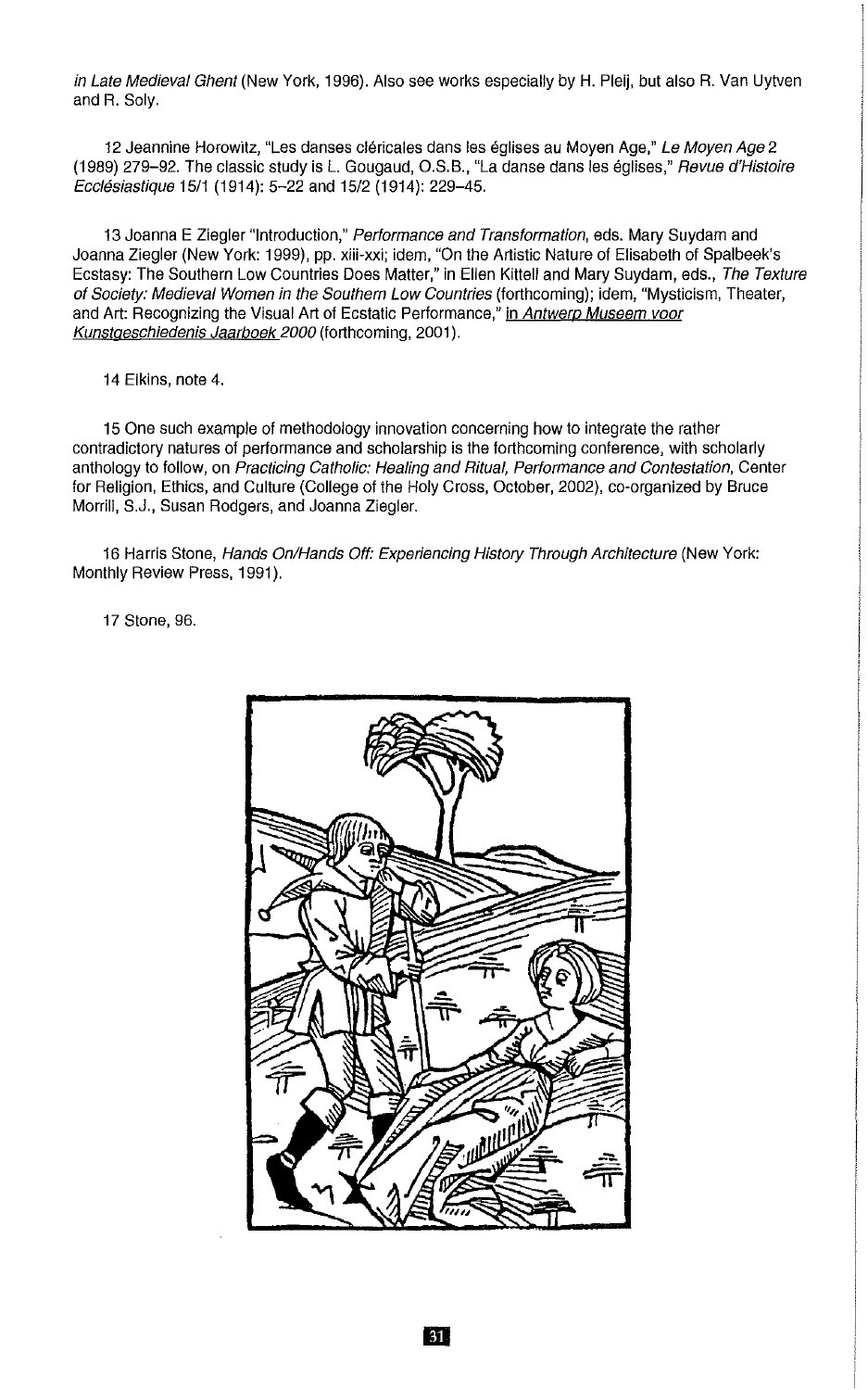*in Late Medieval Ghent* (New York, 1996). Also see works especially by H. Pleij, but also R. Van Uytven and R. Soly.

12 Jeannine Horowitz, "Les danses cléricales dans les églises au Moyen Age," *Le Moyen Age* 2 (1989) 279–92. The classic study is L. Gougaud, O.S.B., "La danse dans les églises," *Revue d'Histoire Ecclésiastique* 15/1 (1914): 5–22 and 15/2 (1914): 229–45.

13 Joanna E Ziegler "Introduction," *Performance and Transformation*, eds. Mary Suydam and Joanna Ziegler (New York: 1999), pp. xiii-xxi; idem, "On the Artistic Nature of Elisabeth of Spalbeek's Ecstasy: The Southern Low Countries Does Matter," in Ellen Kittell and Mary Suydam, eds., *The Texture of Society: Medieval Women in the Southern Low Countries* (forthcoming); idem, "Mysticism, Theater, and Art: Recognizing the Visual Art of Ecstatic Performance," in *Antwerp Museem voor Kunstgeschiedenis Jaarboek 2000* (forthcoming, 2001).

14 Elkins, note 4.

15 One such example of methodology innovation concerning how to integrate the rather contradictory natures of performance and scholarship is the forthcoming conference, with scholarly anthology to follow, on *Practicing Catholic: Healing and Ritual, Performance and Contestation*, Center for Religion, Ethics, and Culture (College of the Holy Cross, October, 2002), co-organized by Bruce Morrill, S.J., Susan Rodgers, and Joanna Ziegler.

16 Harris Stone, *Hands On/Hands Off: Experiencing History Through Architecture* (New York: Monthly Review Press, 1991).

17 Stone, 96.